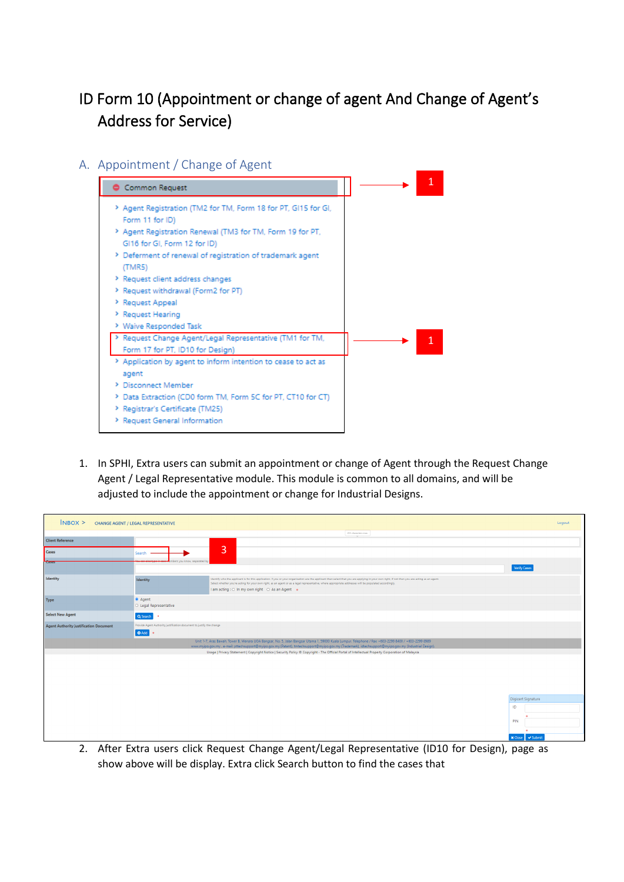# ID Form 10 (Appointment or change of agent And Change of Agent's Address for Service)

## A. Appointment / Change of Agent

Common Request

- Agent Registration (TM2 for TM, Form 18 for PT, GI15 for GI, Form 11 for ID)
- Agent Registration Renewal (TM3 for TM, Form 19 for PT, GI16 for GI, Form 12 for ID)
- Deferment of renewal of registration of trademark agent (TMR5)
- Request client address changes
- Request withdrawal (Form2 for PT)
- Request Appeal
- Request Hearing
- Waive Responded Task
- Request Change Agent/Legal Representative (TM1 for TM, Form 17 for PT, ID10 for Design)
- Application by agent to inform intention to cease to act as agent
- Disconnect Member
- Data Extraction (CD0 form TM, Form 5C for PT, CT10 for CT)
- Registrar's Certificate (TM25)
- Request General Information

1. In SPHI, Extra users can submit an appointment or change of Agent through the Request Change Agent / Legal Representative module. This module is common to all domains, and will be adjusted to include the appointment or change for Industrial Designs.

INBOX > CHANGE AGENT / LEGAL REPRESENTATIVE

| Client Reference | |
|---|---|
| Cases | Search |
| Cases | Verify Cases |
| Identity | I am acting : In my own right / As an Agent |
| Type | Agent / Legal Representative |
| Select New Agent | Search |
| Agent Authority Justification Document | Add |

2. After Extra users click Request Change Agent/Legal Representative (ID10 for Design), page as show above will be display. Extra click Search button to find the cases that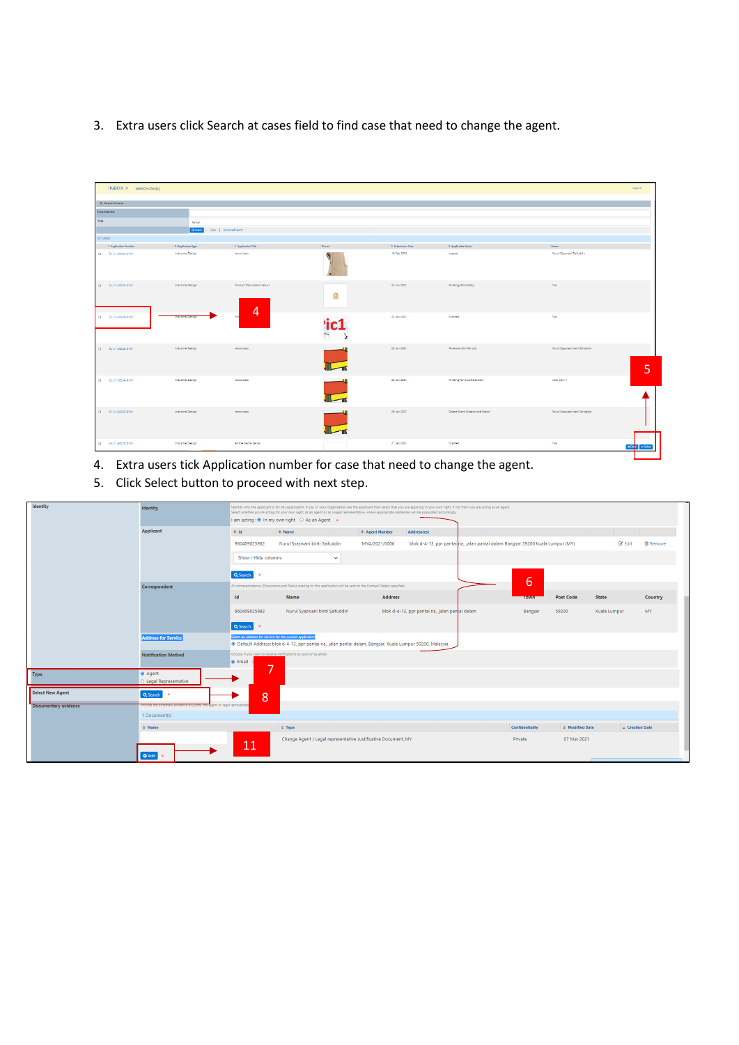3. Extra users click Search at cases field to find case that need to change the agent.

4. Extra users tick Application number for case that need to change the agent.
5. Click Select button to proceed with next step.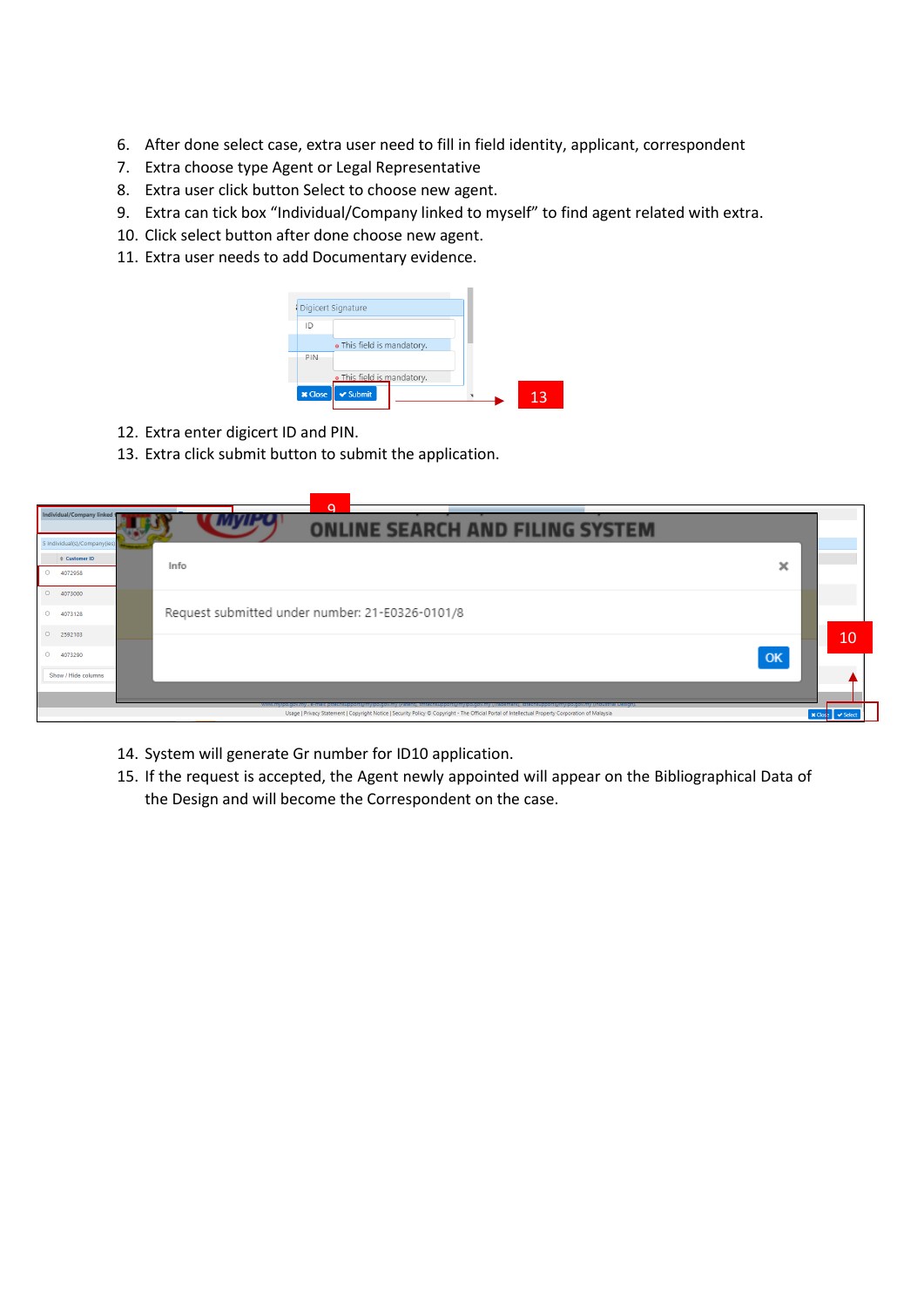6. After done select case, extra user need to fill in field identity, applicant, correspondent
7. Extra choose type Agent or Legal Representative
8. Extra user click button Select to choose new agent.
9. Extra can tick box "Individual/Company linked to myself" to find agent related with extra.
10. Click select button after done choose new agent.
11. Extra user needs to add Documentary evidence.

12. Extra enter digicert ID and PIN.
13. Extra click submit button to submit the application.

14. System will generate Gr number for ID10 application.
15. If the request is accepted, the Agent newly appointed will appear on the Bibliographical Data of the Design and will become the Correspondent on the case.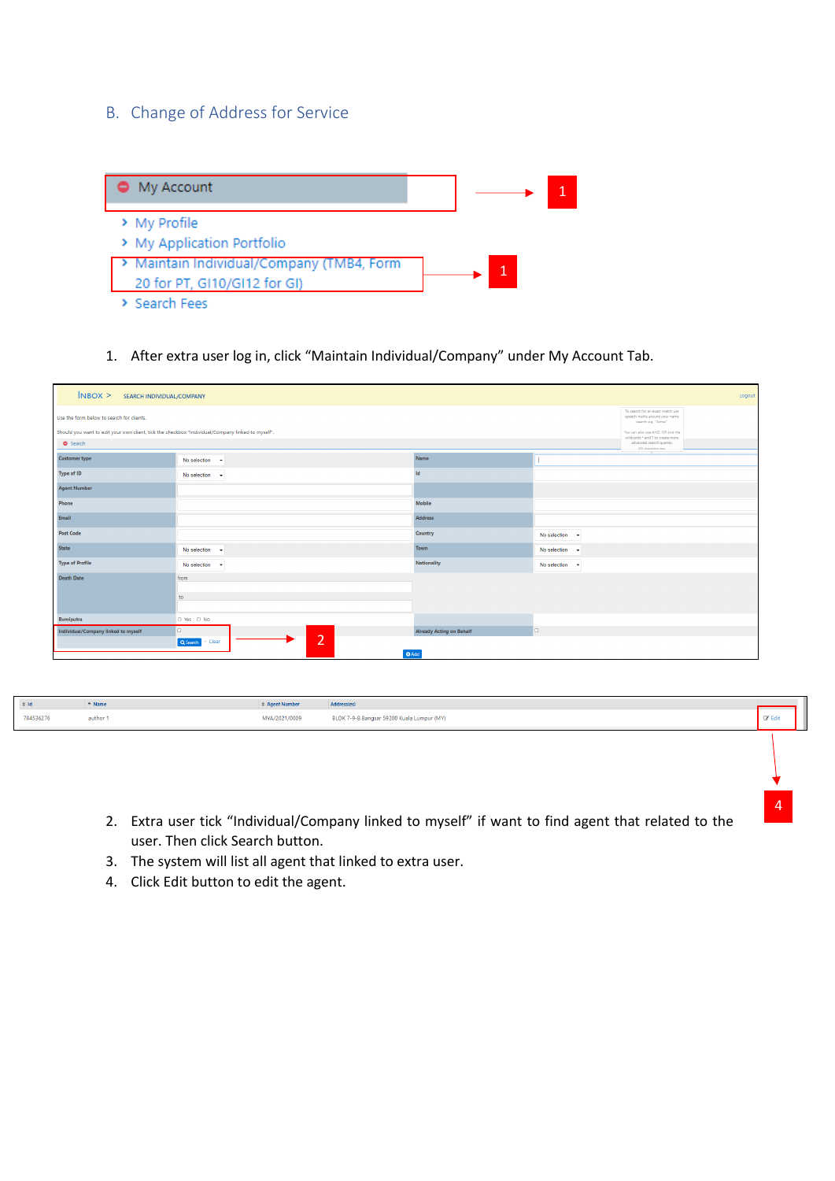## B. Change of Address for Service

My Account

- My Profile
- My Application Portfolio
- Maintain Individual/Company (TMB4, Form 20 for PT, GI10/GI12 for GI)
- Search Fees

1. After extra user log in, click “Maintain Individual/Company” under My Account Tab.

2. Extra user tick “Individual/Company linked to myself” if want to find agent that related to the user. Then click Search button.
3. The system will list all agent that linked to extra user.
4. Click Edit button to edit the agent.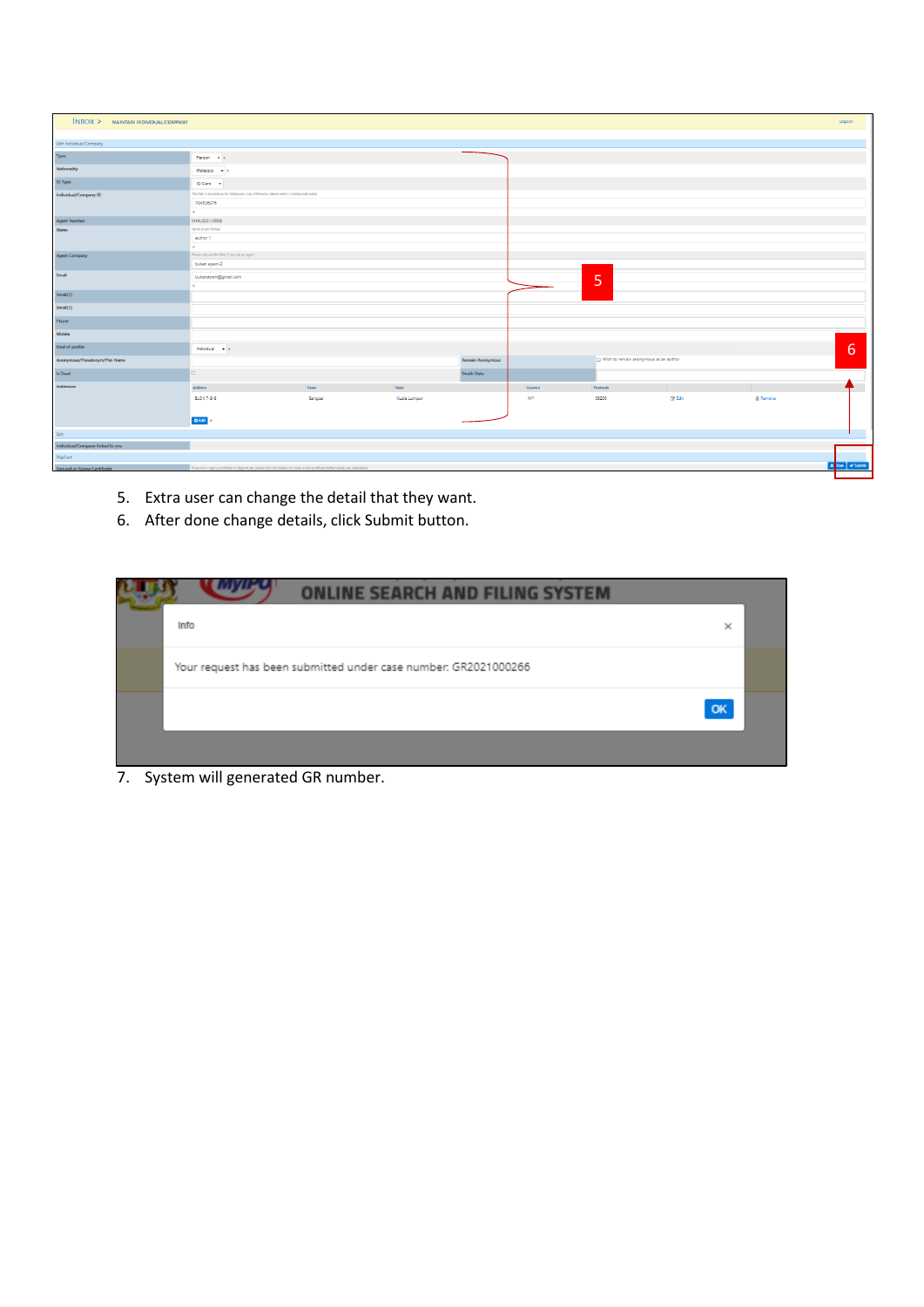5. Extra user can change the detail that they want.
6. After done change details, click Submit button.

7. System will generated GR number.